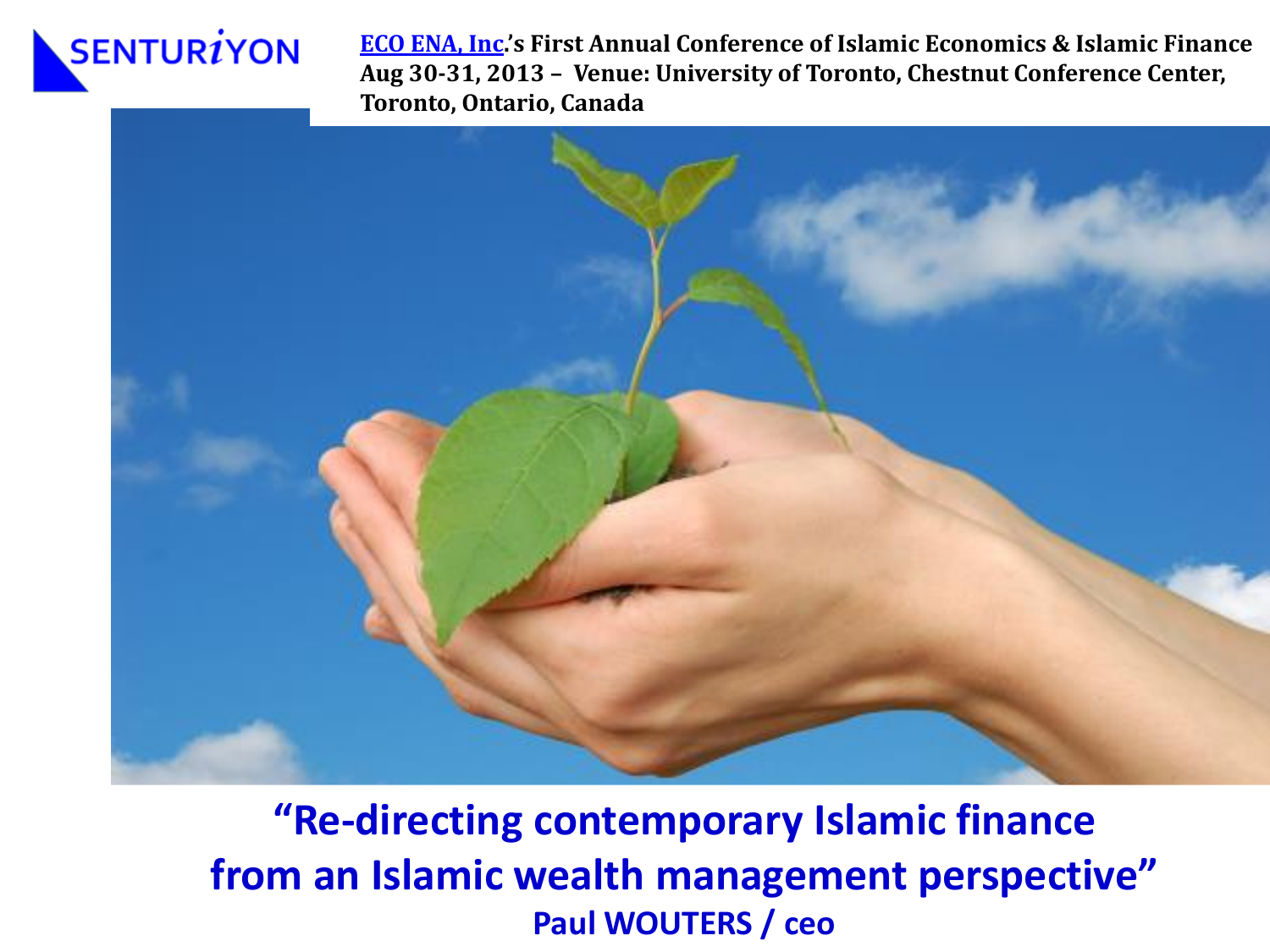SENTURiYON

**ECO ENA, Inc.'s First Annual Conference of Islamic Economics & Islamic Finance**
**Aug 30-31, 2013 – Venue: University of Toronto, Chestnut Conference Center, Toronto, Ontario, Canada**

# "Re-directing contemporary Islamic finance from an Islamic wealth management perspective"

**Paul WOUTERS / ceo**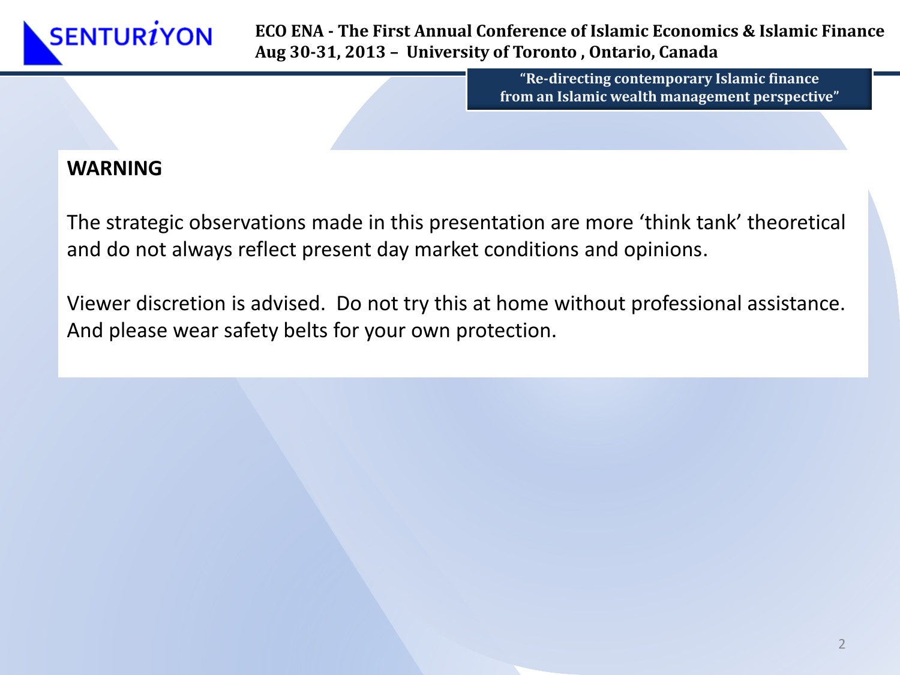## WARNING

The strategic observations made in this presentation are more 'think tank' theoretical and do not always reflect present day market conditions and opinions.

Viewer discretion is advised. Do not try this at home without professional assistance. And please wear safety belts for your own protection.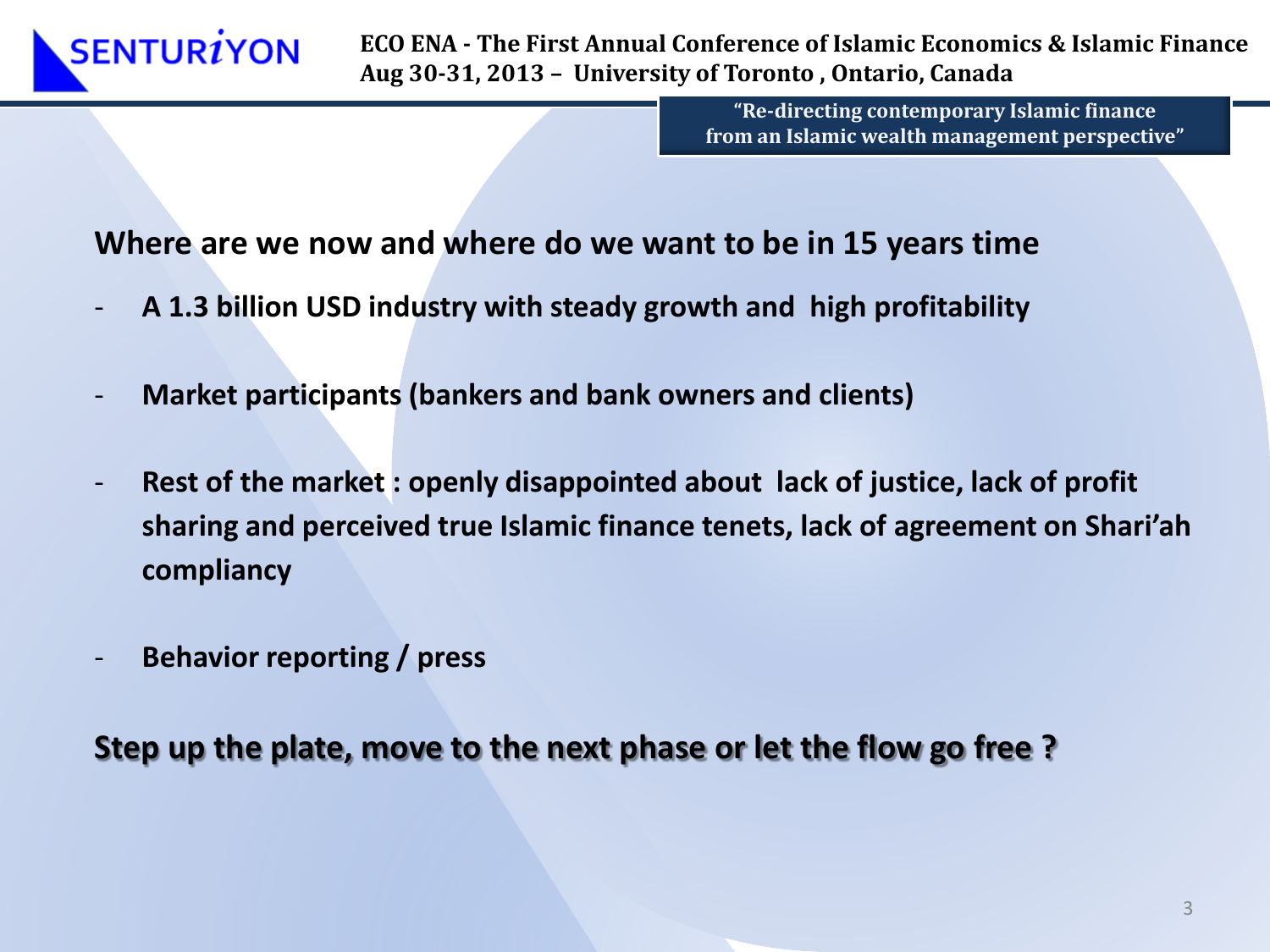## Where are we now and where do we want to be in 15 years time

- **A 1.3 billion USD industry with steady growth and high profitability**
- **Market participants (bankers and bank owners and clients)**
- **Rest of the market : openly disappointed about lack of justice, lack of profit sharing and perceived true Islamic finance tenets, lack of agreement on Shari'ah compliancy**
- **Behavior reporting / press**

**Step up the plate, move to the next phase or let the flow go free ?**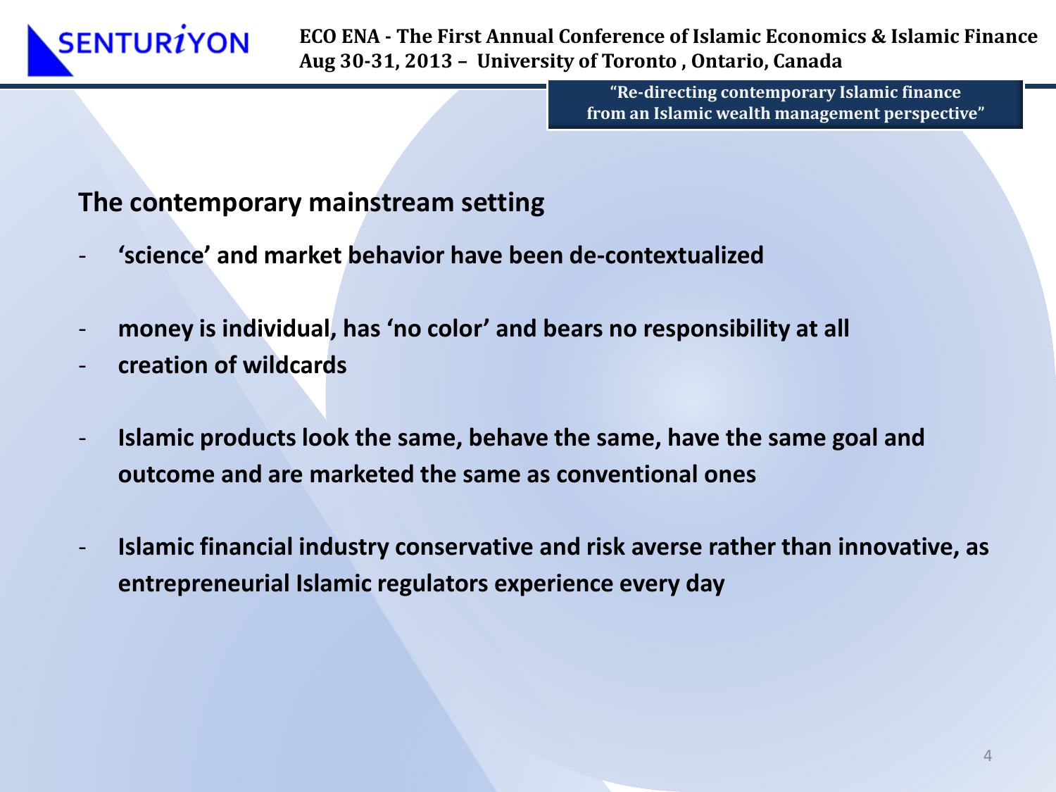## The contemporary mainstream setting

- **'science' and market behavior have been de-contextualized**

- **money is individual, has 'no color' and bears no responsibility at all**
- **creation of wildcards**

- **Islamic products look the same, behave the same, have the same goal and outcome and are marketed the same as conventional ones**

- **Islamic financial industry conservative and risk averse rather than innovative, as entrepreneurial Islamic regulators experience every day**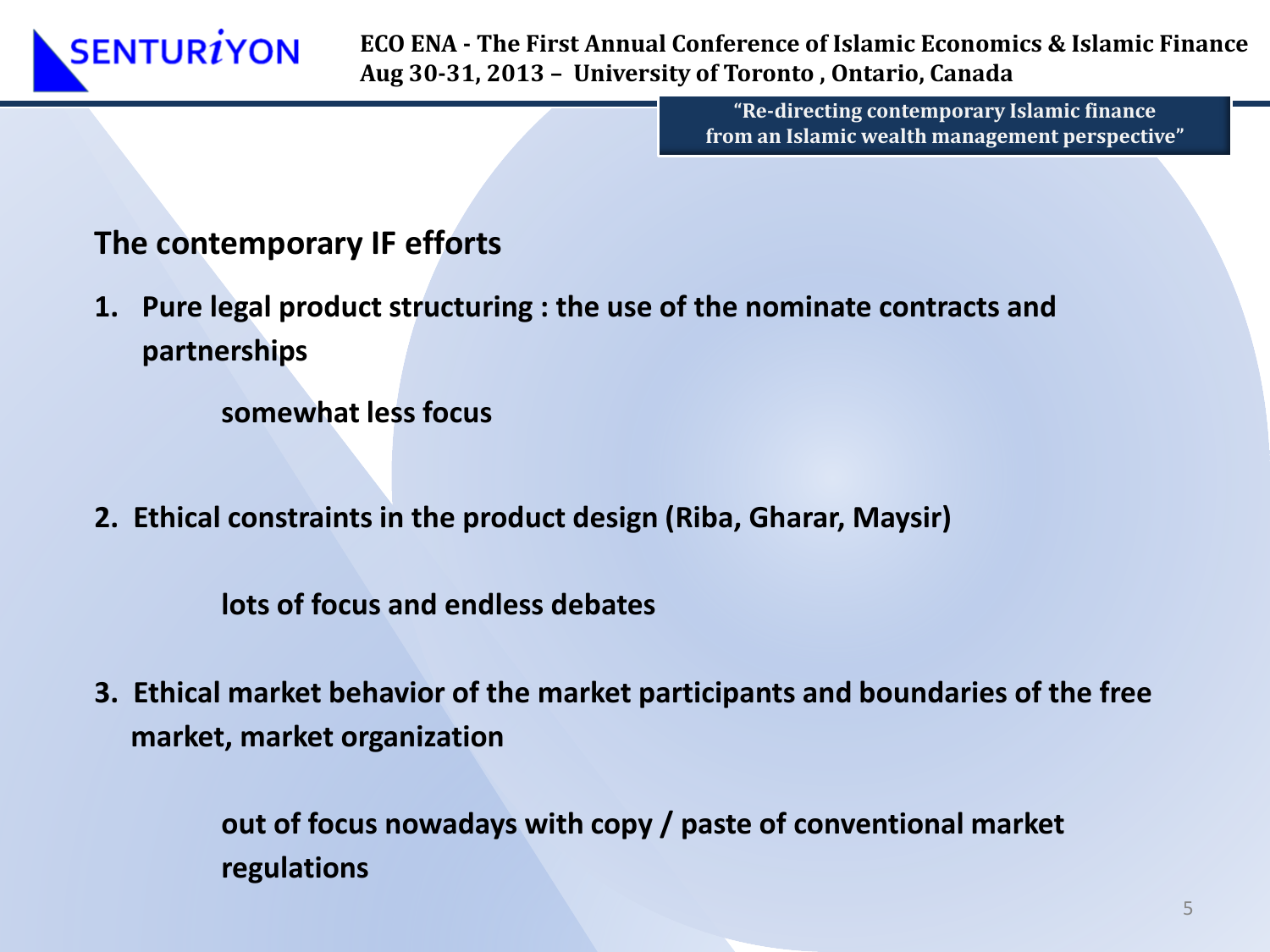## The contemporary IF efforts

1. **Pure legal product structuring : the use of the nominate contracts and partnerships**

    **somewhat less focus**

2. **Ethical constraints in the product design (Riba, Gharar, Maysir)**

    **lots of focus and endless debates**

3. **Ethical market behavior of the market participants and boundaries of the free market, market organization**

    **out of focus nowadays with copy / paste of conventional market regulations**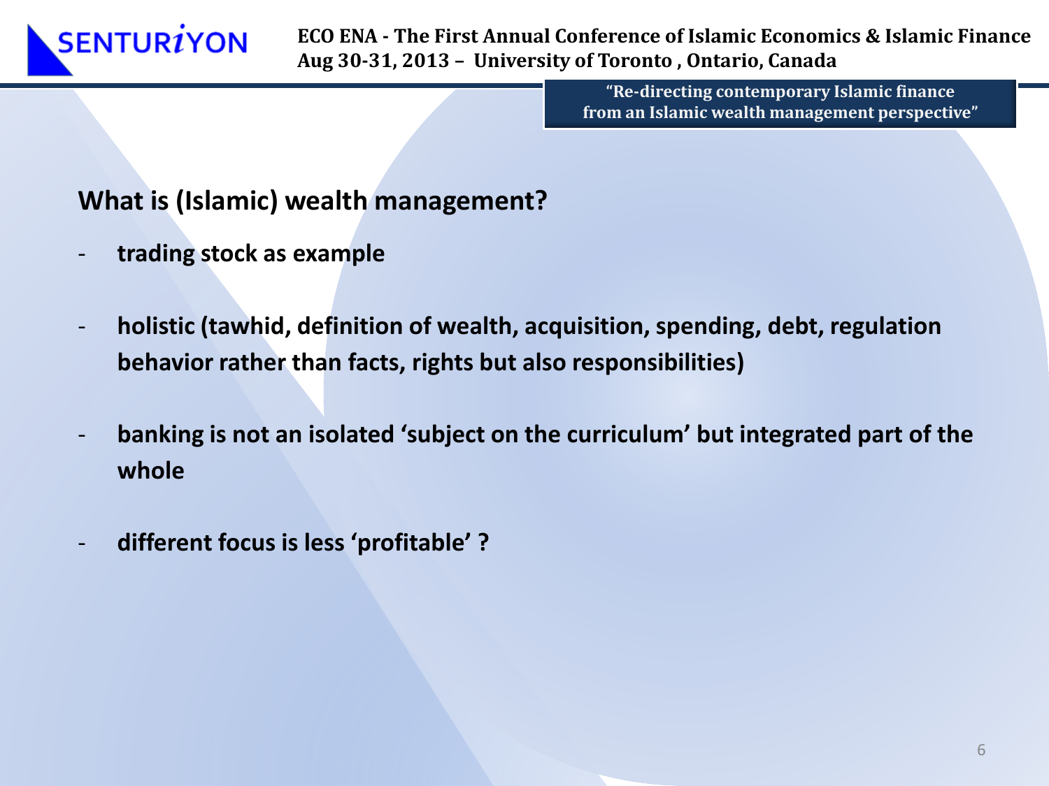## What is (Islamic) wealth management?

- **trading stock as example**

- **holistic (tawhid, definition of wealth, acquisition, spending, debt, regulation behavior rather than facts, rights but also responsibilities)**

- **banking is not an isolated 'subject on the curriculum' but integrated part of the whole**

- **different focus is less 'profitable' ?**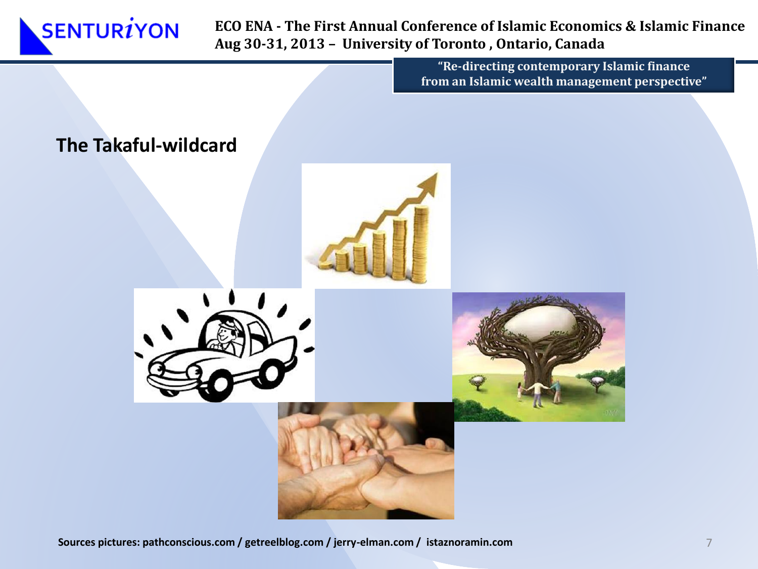## The Takaful-wildcard

Sources pictures: pathconscious.com / getreelblog.com / jerry-elman.com / istaznoramin.com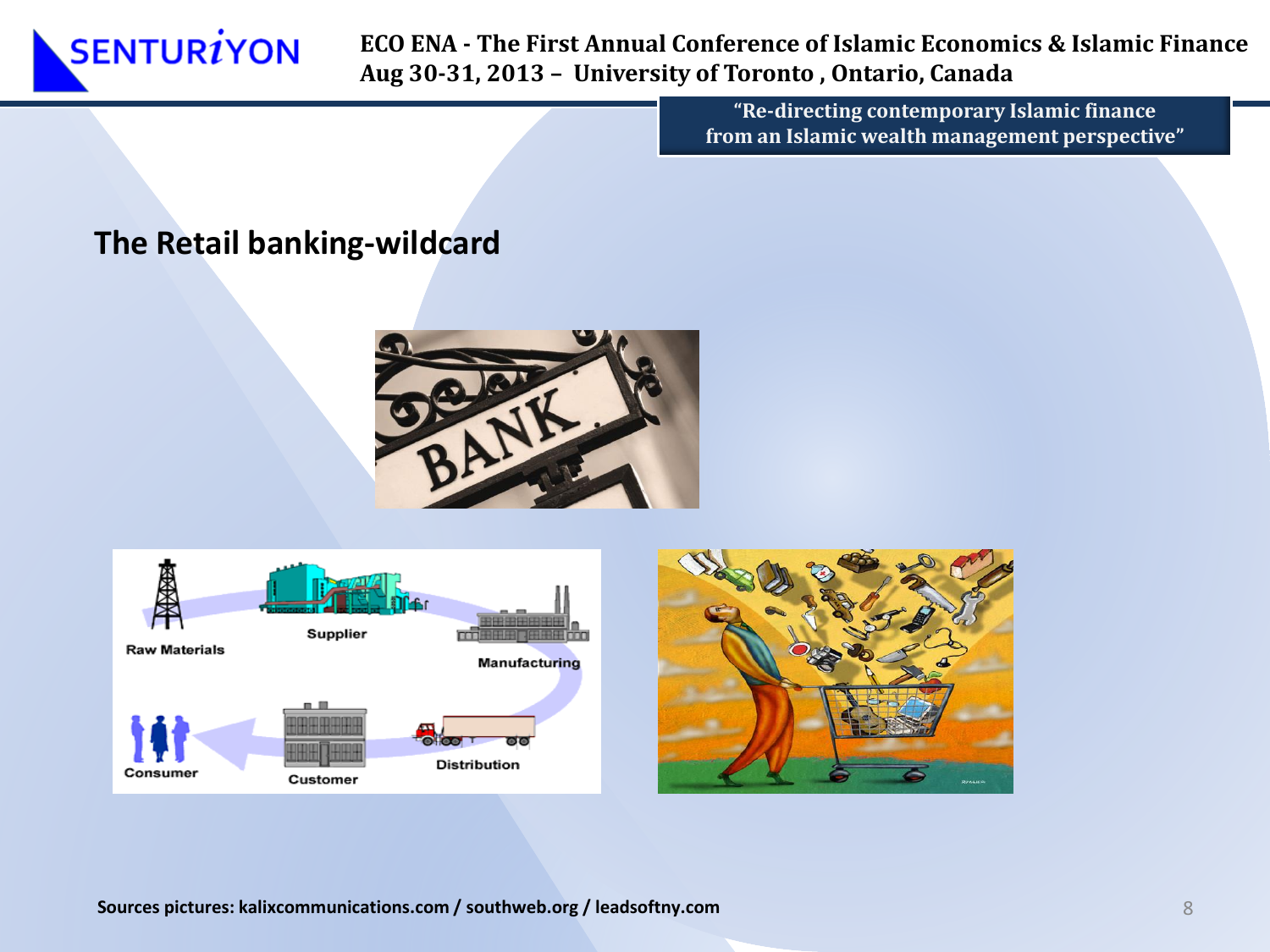## The Retail banking-wildcard

Raw Materials

Supplier

Manufacturing

Distribution

Customer

Consumer

Sources pictures: kalixcommunications.com / southweb.org / leadsoftny.com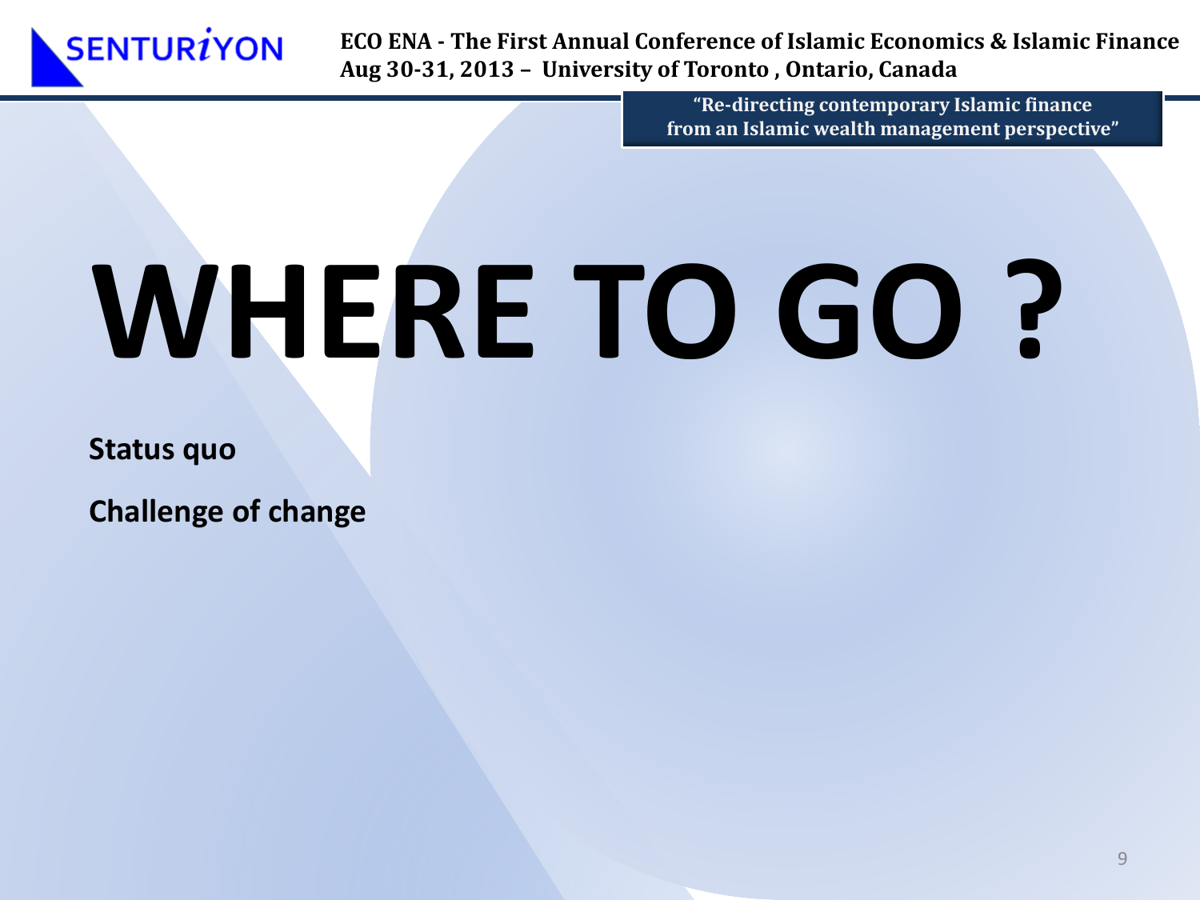# WHERE TO GO ?

**Status quo**

**Challenge of change**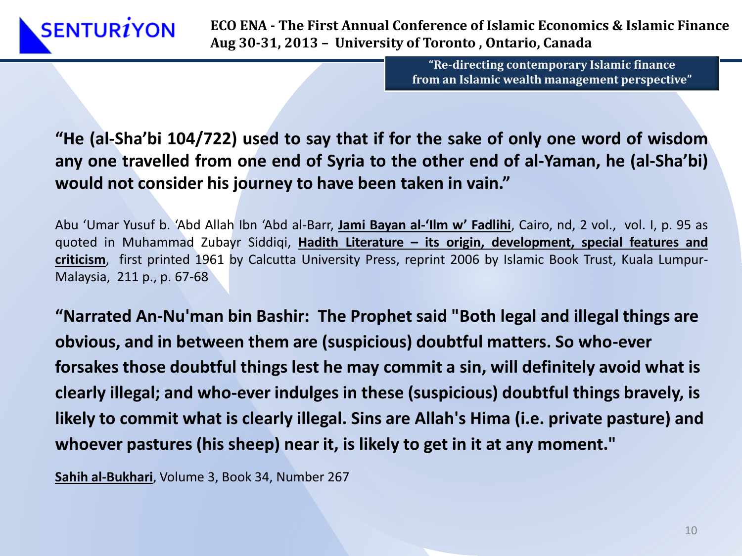**"He (al-Sha'bi 104/722) used to say that if for the sake of only one word of wisdom any one travelled from one end of Syria to the other end of al-Yaman, he (al-Sha'bi) would not consider his journey to have been taken in vain."**

Abu 'Umar Yusuf b. 'Abd Allah Ibn 'Abd al-Barr, **Jami Bayan al-'Ilm w' Fadlihi**, Cairo, nd, 2 vol., vol. I, p. 95 as quoted in Muhammad Zubayr Siddiqi, **Hadith Literature – its origin, development, special features and criticism**, first printed 1961 by Calcutta University Press, reprint 2006 by Islamic Book Trust, Kuala Lumpur-Malaysia, 211 p., p. 67-68

**"Narrated An-Nu'man bin Bashir: The Prophet said "Both legal and illegal things are obvious, and in between them are (suspicious) doubtful matters. So who-ever forsakes those doubtful things lest he may commit a sin, will definitely avoid what is clearly illegal; and who-ever indulges in these (suspicious) doubtful things bravely, is likely to commit what is clearly illegal. Sins are Allah's Hima (i.e. private pasture) and whoever pastures (his sheep) near it, is likely to get in it at any moment."**

**Sahih al-Bukhari**, Volume 3, Book 34, Number 267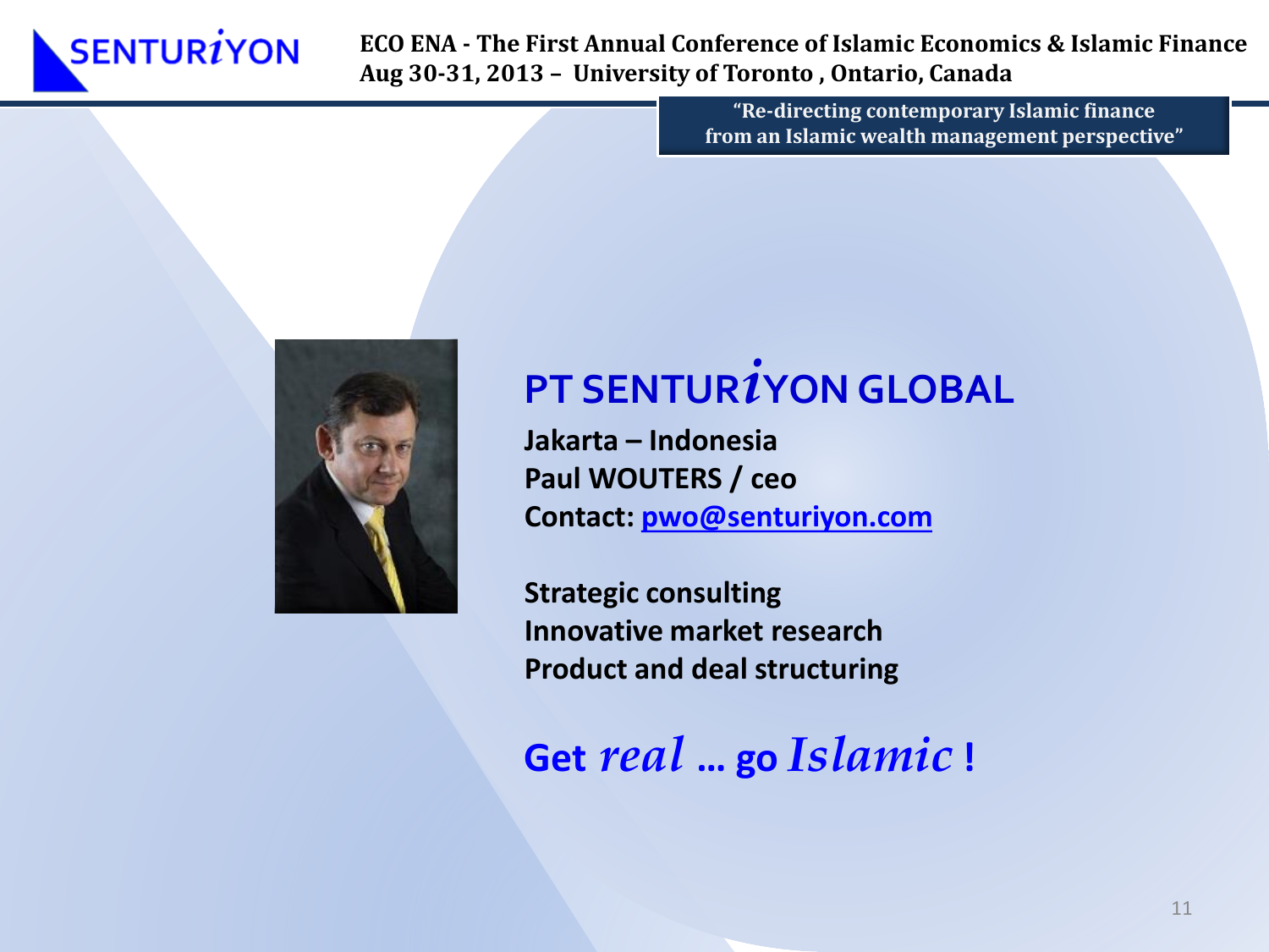# PT SENTURiYON GLOBAL

**Jakarta – Indonesia**
**Paul WOUTERS / ceo**
**Contact: pwo@senturiyon.com**

**Strategic consulting**
**Innovative market research**
**Product and deal structuring**

## Get *real* … go *Islamic* !